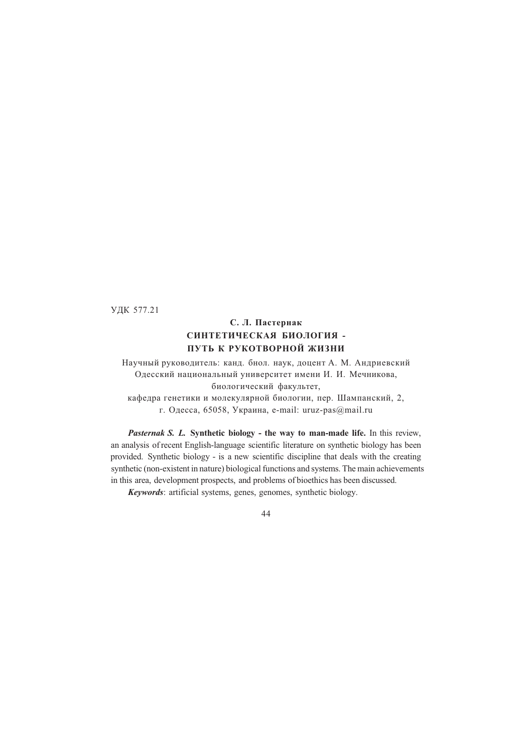УДК 577.21

**С. Л. Пастернак**

# СИНТЕТИЧЕСКАЯ БИОЛОГИЯ - ПУТЬ К РУКОТВОРНОЙ ЖИЗНИ

Научный руководитель: канд. бнол. наук, доцент А. М. Андриевский
Одесский национальный университет имени И. И. Мечникова,
биологический факультет,
кафедра генетики и молекулярной биологии, пер. Шампанский, 2,
г. Одесса, 65058, Украина, e-mail: uruz-pas@mail.ru

***Pasternak S. L.*** **Synthetic biology - the way to man-made life.** In this review, an analysis of recent English-language scientific literature on synthetic biology has been provided. Synthetic biology - is a new scientific discipline that deals with the creating synthetic (non-existent in nature) biological functions and systems. The main achievements in this area, development prospects, and problems of bioethics has been discussed.

***Keywords***: artificial systems, genes, genomes, synthetic biology.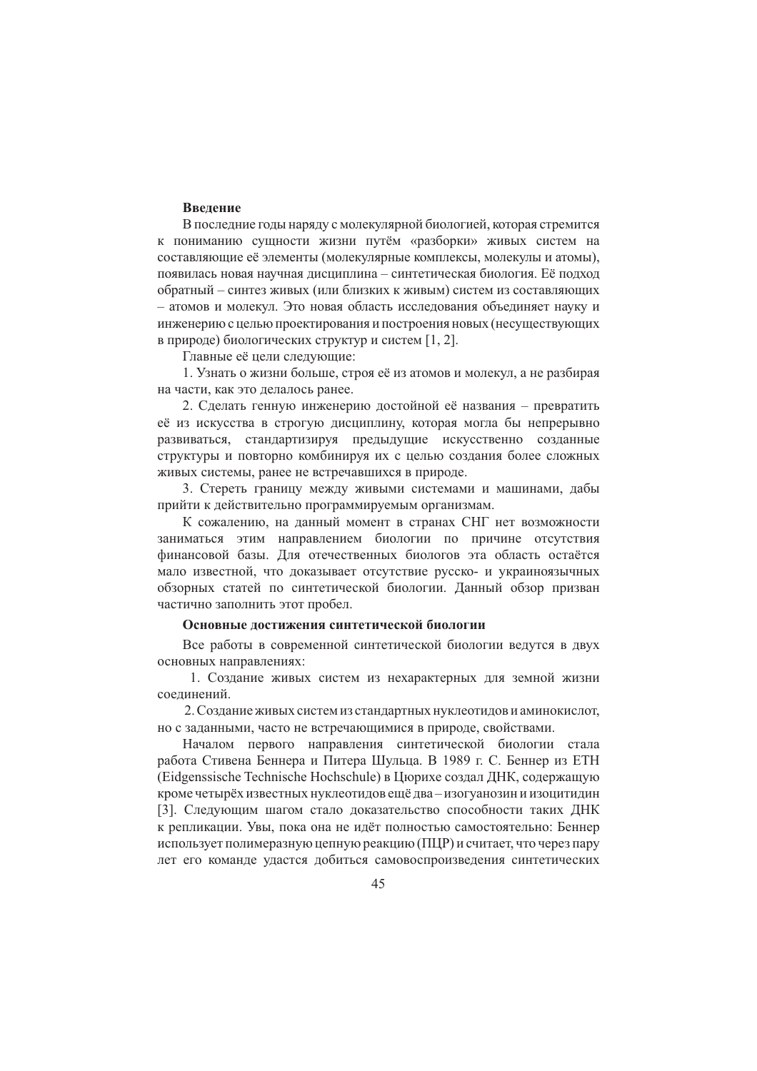## Введение

В последние годы наряду с молекулярной биологией, которая стремится к пониманию сущности жизни путём «разборки» живых систем на составляющие её элементы (молекулярные комплексы, молекулы и атомы), появилась новая научная дисциплина – синтетическая биология. Её подход обратный – синтез живых (или близких к живым) систем из составляющих – атомов и молекул. Это новая область исследования объединяет науку и инженерию с целью проектирования и построения новых (несуществующих в природе) биологических структур и систем [1, 2].

Главные её цели следующие:

1. Узнать о жизни больше, строя её из атомов и молекул, а не разбирая на части, как это делалось ранее.
2. Сделать генную инженерию достойной её названия – превратить её из искусства в строгую дисциплину, которая могла бы непрерывно развиваться, стандартизируя предыдущие искусственно созданные структуры и повторно комбинируя их с целью создания более сложных живых системы, ранее не встречавшихся в природе.
3. Стереть границу между живыми системами и машинами, дабы прийти к действительно программируемым организмам.

К сожалению, на данный момент в странах СНГ нет возможности заниматься этим направлением биологии по причине отсутствия финансовой базы. Для отечественных биологов эта область остаётся мало известной, что доказывает отсутствие русско- и украиноязычных обзорных статей по синтетической биологии. Данный обзор призван частично заполнить этот пробел.

## Основные достижения синтетической биологии

Все работы в современной синтетической биологии ведутся в двух основных направлениях:

1. Создание живых систем из нехарактерных для земной жизни соединений.
2. Создание живых систем из стандартных нуклеотидов и аминокислот, но с заданными, часто не встречающимися в природе, свойствами.

Началом первого направления синтетической биологии стала работа Стивена Беннера и Питера Шульца. В 1989 г. С. Беннер из ETH (Eidgenssische Technische Hochschule) в Цюрихе создал ДНК, содержащую кроме четырёх известных нуклеотидов ещё два – изогуанозин и изоцитидин [3]. Следующим шагом стало доказательство способности таких ДНК к репликации. Увы, пока она не идёт полностью самостоятельно: Беннер использует полимеразную цепную реакцию (ПЦР) и считает, что через пару лет его команде удастся добиться самовоспроизведения синтетических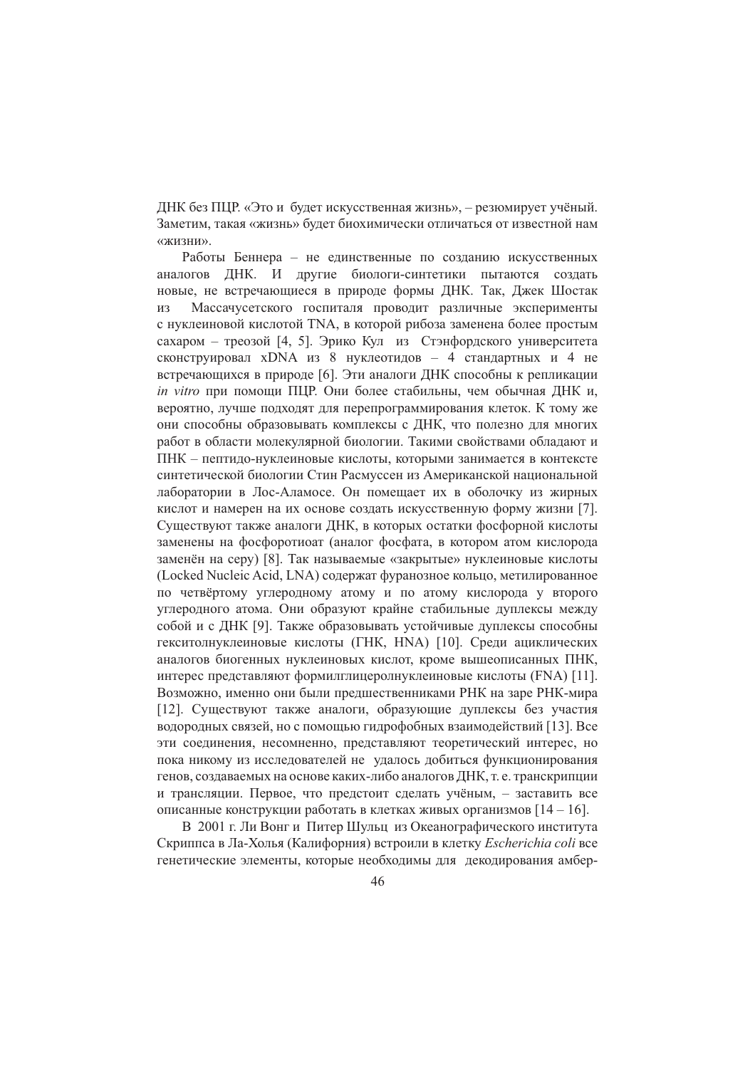ДНК без ПЦР. «Это и будет искусственная жизнь», – резюмирует учёный. Заметим, такая «жизнь» будет биохимически отличаться от известной нам «жизни».

Работы Беннера – не единственные по созданию искусственных аналогов ДНК. И другие биологи-синтетики пытаются создать новые, не встречающиеся в природе формы ДНК. Так, Джек Шостак из Массачусетского госпиталя проводит различные эксперименты с нуклеиновой кислотой TNA, в которой рибоза заменена более простым сахаром – треозой [4, 5]. Эрико Кул из Стэнфордского университета сконструировал xDNA из 8 нуклеотидов – 4 стандартных и 4 не встречающихся в природе [6]. Эти аналоги ДНК способны к репликации *in vitro* при помощи ПЦР. Они более стабильны, чем обычная ДНК и, вероятно, лучше подходят для перепрограммирования клеток. К тому же они способны образовывать комплексы с ДНК, что полезно для многих работ в области молекулярной биологии. Такими свойствами обладают и ПНК – пептидо-нуклеиновые кислоты, которыми занимается в контексте синтетической биологии Стин Расмуссен из Американской национальной лаборатории в Лос-Аламосе. Он помещает их в оболочку из жирных кислот и намерен на их основе создать искусственную форму жизни [7]. Существуют также аналоги ДНК, в которых остатки фосфорной кислоты заменены на фосфоротиоат (аналог фосфата, в котором атом кислорода заменён на серу) [8]. Так называемые «закрытые» нуклеиновые кислоты (Locked Nucleic Acid, LNA) содержат фуранозное кольцо, метилированное по четвёртому углеродному атому и по атому кислорода у второго углеродного атома. Они образуют крайне стабильные дуплексы между собой и с ДНК [9]. Также образовывать устойчивые дуплексы способны гекситолнуклеиновые кислоты (ГНК, HNA) [10]. Среди ациклических аналогов биогенных нуклеиновых кислот, кроме вышеописанных ПНК, интерес представляют формилглицеролнуклеиновые кислоты (FNA) [11]. Возможно, именно они были предшественниками РНК на заре РНК-мира [12]. Существуют также аналоги, образующие дуплексы без участия водородных связей, но с помощью гидрофобных взаимодействий [13]. Все эти соединения, несомненно, представляют теоретический интерес, но пока никому из исследователей не удалось добиться функционирования генов, создаваемых на основе каких-либо аналогов ДНК, т. е. транскрипции и трансляции. Первое, что предстоит сделать учёным, – заставить все описанные конструкции работать в клетках живых организмов [14 – 16].

В 2001 г. Ли Вонг и Питер Шульц из Океанографического института Скриппса в Ла-Холья (Калифорния) встроили в клетку *Escherichia coli* все генетические элементы, которые необходимы для декодирования амбер-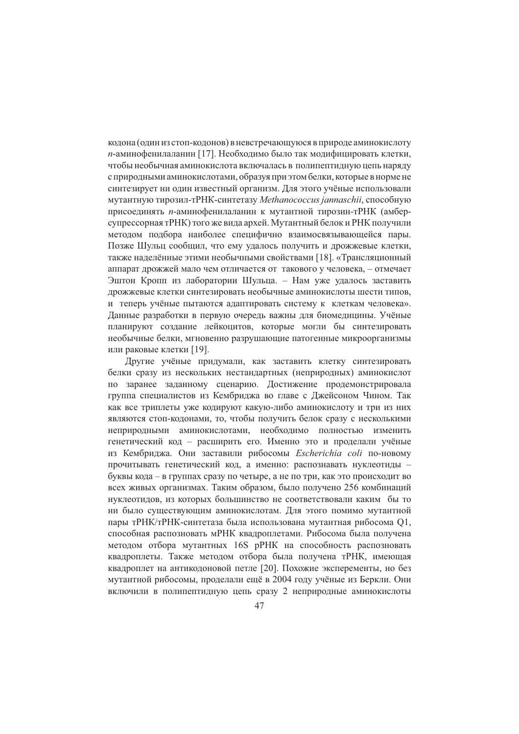кодона (один из стоп-кодонов) в невстречающуюся в природе аминокислоту *п*-аминофенилаланин [17]. Необходимо было так модифицировать клетки, чтобы необычная аминокислота включалась в полипептидную цепь наряду с природными аминокислотами, образуя при этом белки, которые в норме не синтезирует ни один известный организм. Для этого учёные использовали мутантную тирозил-тРНК-синтетазу *Methanococcus jannaschii*, способную присоединять *п*-аминофенилаланин к мутантной тирозин-тРНК (амбер-супрессорная тРНК) того же вида архей. Мутантный белок и РНК получили методом подбора наиболее специфично взаимосвязывающейся пары. Позже Шульц сообщил, что ему удалось получить и дрожжевые клетки, также наделённые этими необычными свойствами [18]. «Трансляционный аппарат дрожжей мало чем отличается от такового у человека, – отмечает Эштон Кропп из лаборатории Шульца. – Нам уже удалось заставить дрожжевые клетки синтезировать необычные аминокислоты шести типов, и теперь учёные пытаются адаптировать систему к клеткам человека». Данные разработки в первую очередь важны для биомедицины. Учёные планируют создание лейкоцитов, которые могли бы синтезировать необычные белки, мгновенно разрушающие патогенные микроорганизмы или раковые клетки [19].

Другие учёные придумали, как заставить клетку синтезировать белки сразу из нескольких нестандартных (неприродных) аминокислот по заранее заданному сценарию. Достижение продемонстрировала группа специалистов из Кембриджа во главе с Джейсоном Чином. Так как все триплеты уже кодируют какую-либо аминокислоту и три из них являются стоп-кодонами, то, чтобы получить белок сразу с несколькими неприродными аминокислотами, необходимо полностью изменить генетический код – расширить его. Именно это и проделали учёные из Кембриджа. Они заставили рибосомы *Escherichia coli* по-новому прочитывать генетический код, а именно: распознавать нуклеотиды – буквы кода – в группах сразу по четыре, а не по три, как это происходит во всех живых организмах. Таким образом, было получено 256 комбинаций нуклеотидов, из которых большинство не соответствовали каким бы то ни было существующим аминокислотам. Для этого помимо мутантной пары тРНК/тРНК-синтетаза была использована мутантная рибосома Q1, способная распозновать мРНК квадроплетами. Рибосома была получена методом отбора мутантных 16S рРНК на способность распозновать квадроплеты. Также методом отбора была получена тРНК, имеющая квадроплет на антикодоновой петле [20]. Похожие эксперементы, но без мутантной рибосомы, проделали ещё в 2004 году учёные из Беркли. Они включили в полипептидную цепь сразу 2 неприродные аминокислоты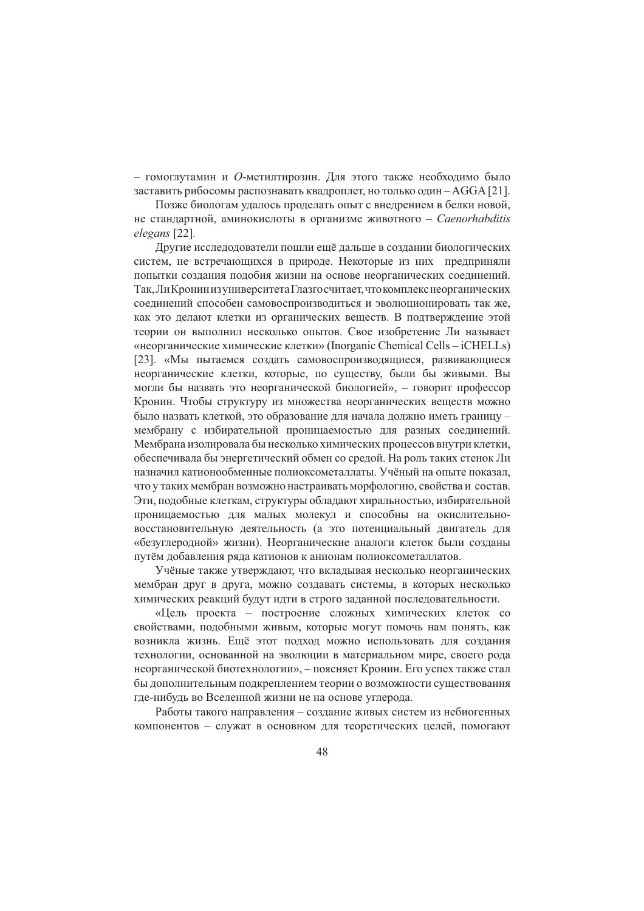– гомоглутамин и *O*-метилтирозин. Для этого также необходимо было заставить рибосомы распознавать квадроплет, но только один – AGGA [21].

Позже биологам удалось проделать опыт с внедрением в белки новой, не стандартной, аминокислоты в организме животного – *Caenorhabditis elegans* [22].

Другие исследодователи пошли ещё дальше в создании биологических систем, не встречающихся в природе. Некоторые из них предприняли попытки создания подобия жизни на основе неорганических соединений. Так, Ли Кронин из университета Глазго считает, что комплекс неорганических соединений способен самовоспроизводиться и эволюционировать так же, как это делают клетки из органических веществ. В подтверждение этой теории он выполнил несколько опытов. Свое изобретение Ли называет «неорганические химические клетки» (Inorganic Chemical Cells – iCHELLs) [23]. «Мы пытаемся создать самовоспроизводящиеся, развивающиеся неорганические клетки, которые, по существу, были бы живыми. Вы могли бы назвать это неорганической биологией», – говорит профессор Кронин. Чтобы структуру из множества неорганических веществ можно было назвать клеткой, это образование для начала должно иметь границу – мембрану с избирательной проницаемостью для разных соединений. Мембрана изолировала бы несколько химических процессов внутри клетки, обеспечивала бы энергетический обмен со средой. На роль таких стенок Ли назначил катионообменные полиоксометаллаты. Учёный на опыте показал, что у таких мембран возможно настраивать морфологию, свойства и состав. Эти, подобные клеткам, структуры обладают хиральностью, избирательной проницаемостью для малых молекул и способны на окислительно-восстановительную деятельность (а это потенциальный двигатель для «безуглеродной» жизни). Неорганические аналоги клеток были созданы путём добавления ряда катионов к анионам полиоксометаллатов.

Учёные также утверждают, что вкладывая несколько неорганических мембран друг в друга, можно создавать системы, в которых несколько химических реакций будут идти в строго заданной последовательности.

«Цель проекта – построение сложных химических клеток со свойствами, подобными живым, которые могут помочь нам понять, как возникла жизнь. Ещё этот подход можно использовать для создания технологии, основанной на эволюции в материальном мире, своего рода неорганической биотехнологии», – поясняет Кронин. Его успех также стал бы дополнительным подкреплением теории о возможности существования где-нибудь во Вселенной жизни не на основе углерода.

Работы такого направления – создание живых систем из небиогенных компонентов – служат в основном для теоретических целей, помогают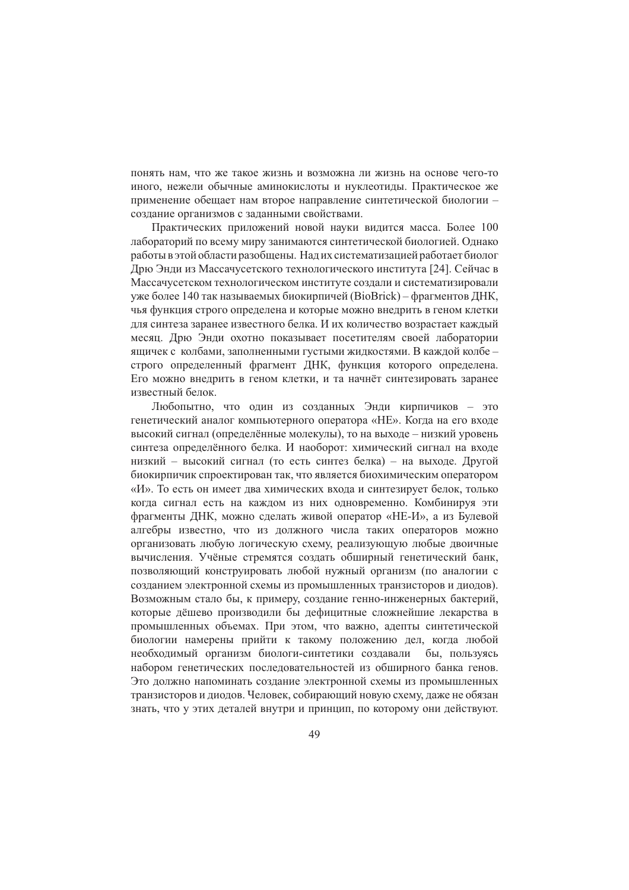понять нам, что же такое жизнь и возможна ли жизнь на основе чего-то иного, нежели обычные аминокислоты и нуклеотиды. Практическое же применение обещает нам второе направление синтетической биологии – создание организмов с заданными свойствами.

Практических приложений новой науки видится масса. Более 100 лабораторий по всему миру занимаются синтетической биологией. Однако работы в этой области разобщены. Над их систематизацией работает биолог Дрю Энди из Массачусетского технологического института [24]. Сейчас в Массачусетском технологическом институте создали и систематизировали уже более 140 так называемых биокирпичей (BioBrick) – фрагментов ДНК, чья функция строго определена и которые можно внедрить в геном клетки для синтеза заранее известного белка. И их количество возрастает каждый месяц. Дрю Энди охотно показывает посетителям своей лаборатории ящичек с колбами, заполненными густыми жидкостями. В каждой колбе – строго определенный фрагмент ДНК, функция которого определена. Его можно внедрить в геном клетки, и та начнёт синтезировать заранее известный белок.

Любопытно, что один из созданных Энди кирпичиков – это генетический аналог компьютерного оператора «НЕ». Когда на его входе высокий сигнал (определённые молекулы), то на выходе – низкий уровень синтеза определённого белка. И наоборот: химический сигнал на входе низкий – высокий сигнал (то есть синтез белка) – на выходе. Другой биокирпичик спроектирован так, что является биохимическим оператором «И». То есть он имеет два химических входа и синтезирует белок, только когда сигнал есть на каждом из них одновременно. Комбинируя эти фрагменты ДНК, можно сделать живой оператор «НЕ-И», а из Булевой алгебры известно, что из должного числа таких операторов можно организовать любую логическую схему, реализующую любые двоичные вычисления. Учёные стремятся создать обширный генетический банк, позволяющий конструировать любой нужный организм (по аналогии с созданием электронной схемы из промышленных транзисторов и диодов). Возможным стало бы, к примеру, создание генно-инженерных бактерий, которые дёшево производили бы дефицитные сложнейшие лекарства в промышленных объемах. При этом, что важно, адепты синтетической биологии намерены прийти к такому положению дел, когда любой необходимый организм биологи-синтетики создавали бы, пользуясь набором генетических последовательностей из обширного банка генов. Это должно напоминать создание электронной схемы из промышленных транзисторов и диодов. Человек, собирающий новую схему, даже не обязан знать, что у этих деталей внутри и принцип, по которому они действуют.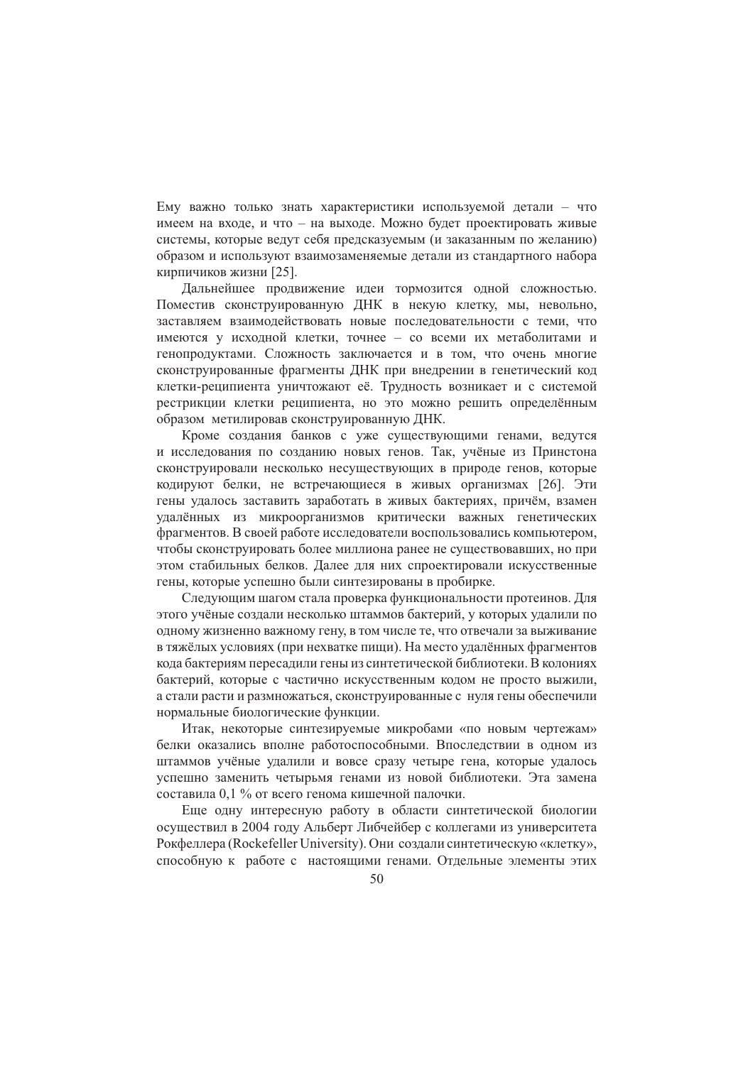Ему важно только знать характеристики используемой детали – что имеем на входе, и что – на выходе. Можно будет проектировать живые системы, которые ведут себя предсказуемым (и заказанным по желанию) образом и используют взаимозаменяемые детали из стандартного набора кирпичиков жизни [25].

Дальнейшее продвижение идеи тормозится одной сложностью. Поместив сконструированную ДНК в некую клетку, мы, невольно, заставляем взаимодействовать новые последовательности с теми, что имеются у исходной клетки, точнее – со всеми их метаболитами и генопродуктами. Сложность заключается и в том, что очень многие сконструированные фрагменты ДНК при внедрении в генетический код клетки-реципиента уничтожают её. Трудность возникает и с системой рестрикции клетки реципиента, но это можно решить определённым образом метилировав сконструированную ДНК.

Кроме создания банков с уже существующими генами, ведутся и исследования по созданию новых генов. Так, учёные из Принстона сконструировали несколько несуществующих в природе генов, которые кодируют белки, не встречающиеся в живых организмах [26]. Эти гены удалось заставить заработать в живых бактериях, причём, взамен удалённых из микроорганизмов критически важных генетических фрагментов. В своей работе исследователи воспользовались компьютером, чтобы сконструировать более миллиона ранее не существовавших, но при этом стабильных белков. Далее для них спроектировали искусственные гены, которые успешно были синтезированы в пробирке.

Следующим шагом стала проверка функциональности протеинов. Для этого учёные создали несколько штаммов бактерий, у которых удалили по одному жизненно важному гену, в том числе те, что отвечали за выживание в тяжёлых условиях (при нехватке пищи). На место удалённых фрагментов кода бактериям пересадили гены из синтетической библиотеки. В колониях бактерий, которые с частично искусственным кодом не просто выжили, а стали расти и размножаться, сконструированные с нуля гены обеспечили нормальные биологические функции.

Итак, некоторые синтезируемые микробами «по новым чертежам» белки оказались вполне работоспособными. Впоследствии в одном из штаммов учёные удалили и вовсе сразу четыре гена, которые удалось успешно заменить четырьмя генами из новой библиотеки. Эта замена составила 0,1 % от всего генома кишечной палочки.

Еще одну интересную работу в области синтетической биологии осуществил в 2004 году Альберт Либчейбер с коллегами из университета Рокфеллера (Rockefeller University). Они создали синтетическую «клетку», способную к работе с настоящими генами. Отдельные элементы этих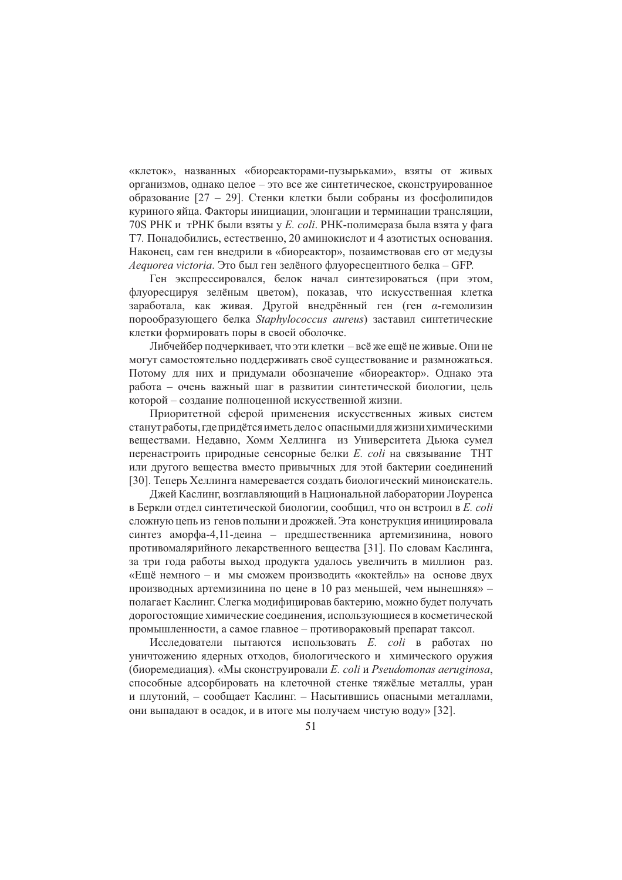«клеток», названных «биореакторами-пузырьками», взяты от живых организмов, однако целое – это все же синтетическое, сконструированное образование [27 – 29]. Стенки клетки были собраны из фосфолипидов куриного яйца. Факторы инициации, элонгации и терминации трансляции, 70S РНК и тРНК были взяты у *E. coli*. РНК-полимераза была взята у фага Т7. Понадобились, естественно, 20 аминокислот и 4 азотистых основания. Наконец, сам ген внедрили в «биореактор», позаимствовав его от медузы *Aequorea victoria*. Это был ген зелёного флуоресцентного белка – GFP.

Ген экспрессировался, белок начал синтезироваться (при этом, флуоресцируя зелёным цветом), показав, что искусственная клетка заработала, как живая. Другой внедрённый ген (ген *α*-гемолизин порообразующего белка *Staphylococcus aureus*) заставил синтетические клетки формировать поры в своей оболочке.

Либчейбер подчеркивает, что эти клетки – всё же ещё не живые. Они не могут самостоятельно поддерживать своё существование и размножаться. Потому для них и придумали обозначение «биореактор». Однако эта работа – очень важный шаг в развитии синтетической биологии, цель которой – создание полноценной искусственной жизни.

Приоритетной сферой применения искусственных живых систем станут работы, где придётся иметь дело с опасными для жизни химическими веществами. Недавно, Хомм Хеллинга из Университета Дьюка сумел перенастроить природные сенсорные белки *E. coli* на связывание ТНТ или другого вещества вместо привычных для этой бактерии соединений [30]. Теперь Хеллинга намеревается создать биологический миноискатель.

Джей Каслинг, возглавляющий в Национальной лаборатории Лоуренса в Беркли отдел синтетической биологии, сообщил, что он встроил в *E. coli* сложную цепь из генов полыни и дрожжей. Эта конструкция инициировала синтез аморфа-4,11-деина – предшественника артемизинина, нового противомалярийного лекарственного вещества [31]. По словам Каслинга, за три года работы выход продукта удалось увеличить в миллион раз. «Ещё немного – и мы сможем производить «коктейль» на основе двух производных артемизинина по цене в 10 раз меньшей, чем нынешняя» – полагает Каслинг. Слегка модифицировав бактерию, можно будет получать дорогостоящие химические соединения, использующиеся в косметической промышленности, а самое главное – противораковый препарат таксол.

Исследователи пытаются использовать *E. coli* в работах по уничтожению ядерных отходов, биологического и химического оружия (биоремедиация). «Мы сконструировали *E. coli* и *Pseudomonas aeruginosa*, способные адсорбировать на клеточной стенке тяжёлые металлы, уран и плутоний, – сообщает Каслинг. – Насытившись опасными металлами, они выпадают в осадок, и в итоге мы получаем чистую воду» [32].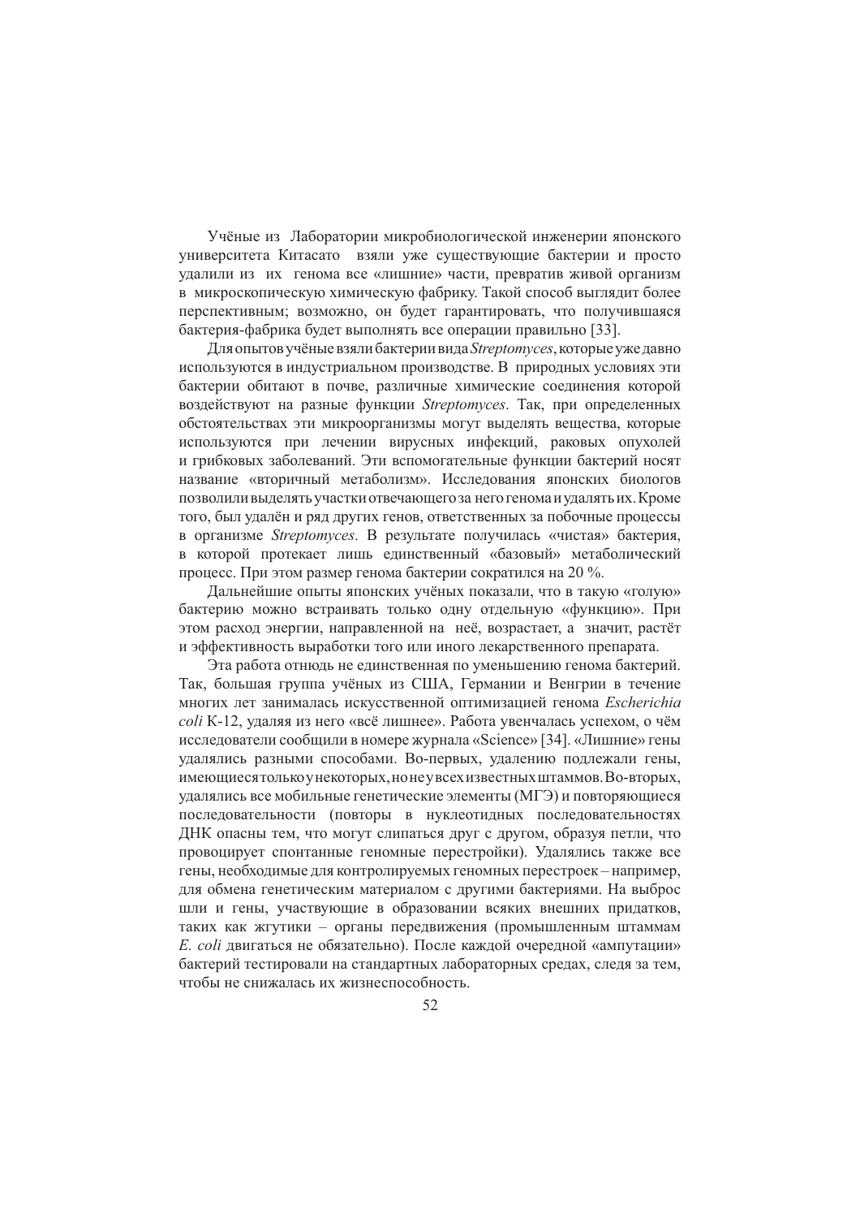Учёные из Лаборатории микробиологической инженерии японского университета Китасато взяли уже существующие бактерии и просто удалили из их генома все «лишние» части, превратив живой организм в микроскопическую химическую фабрику. Такой способ выглядит более перспективным; возможно, он будет гарантировать, что получившаяся бактерия-фабрика будет выполнять все операции правильно [33].

Для опытов учёные взяли бактерии вида *Streptomyces*, которые уже давно используются в индустриальном производстве. В природных условиях эти бактерии обитают в почве, различные химические соединения которой воздействуют на разные функции *Streptomyces*. Так, при определенных обстоятельствах эти микроорганизмы могут выделять вещества, которые используются при лечении вирусных инфекций, раковых опухолей и грибковых заболеваний. Эти вспомогательные функции бактерий носят название «вторичный метаболизм». Исследования японских биологов позволили выделять участки отвечающего за него генома и удалять их. Кроме того, был удалён и ряд других генов, ответственных за побочные процессы в организме *Streptomyces*. В результате получилась «чистая» бактерия, в которой протекает лишь единственный «базовый» метаболический процесс. При этом размер генома бактерии сократился на 20 %.

Дальнейшие опыты японских учёных показали, что в такую «голую» бактерию можно встраивать только одну отдельную «функцию». При этом расход энергии, направленной на неё, возрастает, а значит, растёт и эффективность выработки того или иного лекарственного препарата.

Эта работа отнюдь не единственная по уменьшению генома бактерий. Так, большая группа учёных из США, Германии и Венгрии в течение многих лет занималась искусственной оптимизацией генома *Escherichia coli* K-12, удаляя из него «всё лишнее». Работа увенчалась успехом, о чём исследователи сообщили в номере журнала «Science» [34]. «Лишние» гены удалялись разными способами. Во-первых, удалению подлежали гены, имеющиеся только у некоторых, но не у всех известных штаммов. Во-вторых, удалялись все мобильные генетические элементы (МГЭ) и повторяющиеся последовательности (повторы в нуклеотидных последовательностях ДНК опасны тем, что могут слипаться друг с другом, образуя петли, что провоцирует спонтанные геномные перестройки). Удалялись также все гены, необходимые для контролируемых геномных перестроек – например, для обмена генетическим материалом с другими бактериями. На выброс шли и гены, участвующие в образовании всяких внешних придатков, таких как жгутики – органы передвижения (промышленным штаммам *E. coli* двигаться не обязательно). После каждой очередной «ампутации» бактерий тестировали на стандартных лабораторных средах, следя за тем, чтобы не снижалась их жизнеспособность.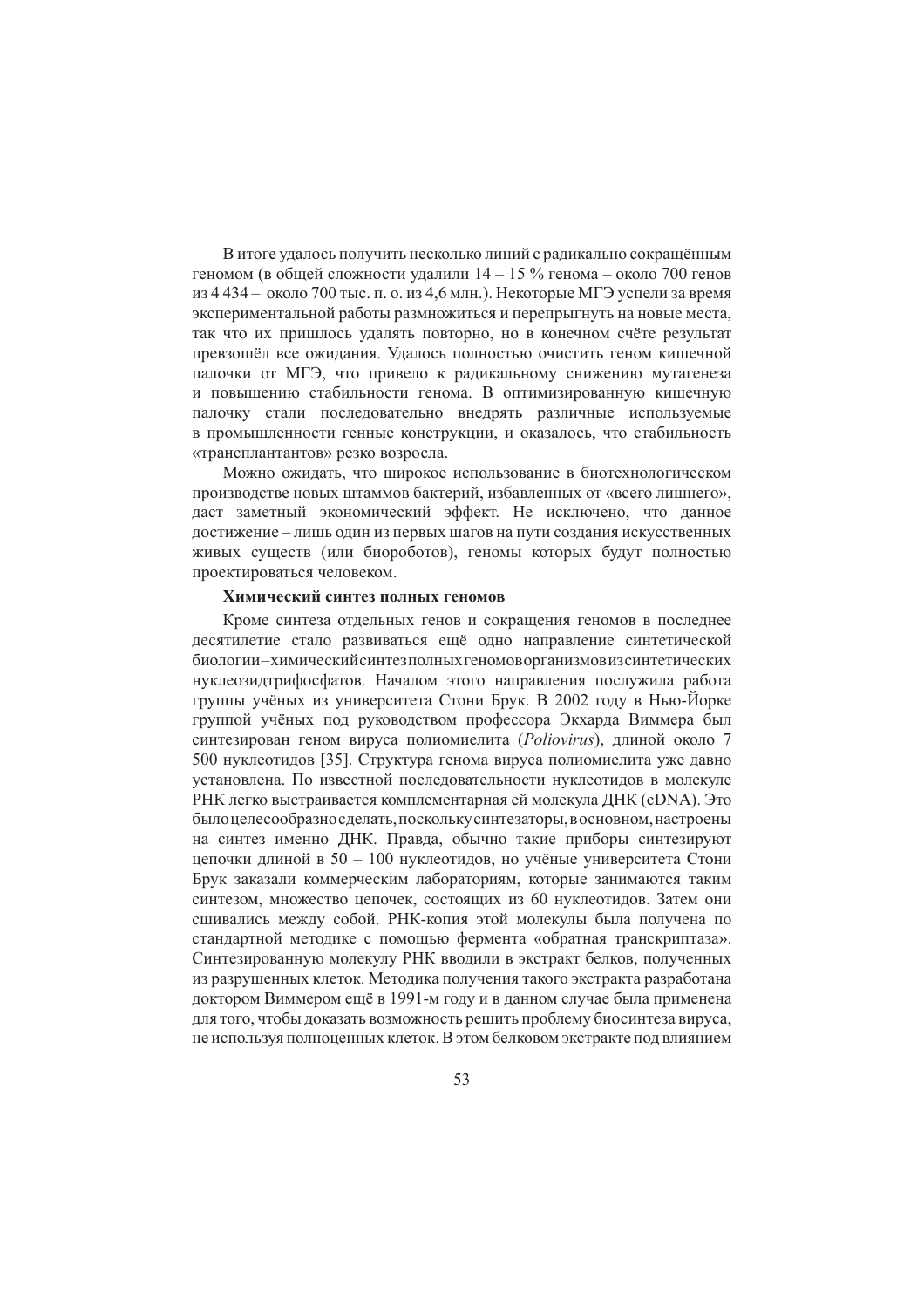В итоге удалось получить несколько линий с радикально сокращённым геномом (в общей сложности удалили 14 – 15 % генома – около 700 генов из 4 434 – около 700 тыс. п. о. из 4,6 млн.). Некоторые МГЭ успели за время экспериментальной работы размножиться и перепрыгнуть на новые места, так что их пришлось удалять повторно, но в конечном счёте результат превзошёл все ожидания. Удалось полностью очистить геном кишечной палочки от МГЭ, что привело к радикальному снижению мутагенеза и повышению стабильности генома. В оптимизированную кишечную палочку стали последовательно внедрять различные используемые в промышленности генные конструкции, и оказалось, что стабильность «трансплантантов» резко возросла.

Можно ожидать, что широкое использование в биотехнологическом производстве новых штаммов бактерий, избавленных от «всего лишнего», даст заметный экономический эффект. Не исключено, что данное достижение – лишь один из первых шагов на пути создания искусственных живых существ (или биороботов), геномы которых будут полностью проектироваться человеком.

**Химический синтез полных геномов**

Кроме синтеза отдельных генов и сокращения геномов в последнее десятилетие стало развиваться ещё одно направление синтетической биологии – химический синтез полных геномов организмов из синтетических нуклеозидтрифосфатов. Началом этого направления послужила работа группы учёных из университета Стони Брук. В 2002 году в Нью-Йорке группой учёных под руководством профессора Экхарда Виммера был синтезирован геном вируса полиомиелита (*Poliovirus*), длиной около 7 500 нуклеотидов [35]. Структура генома вируса полиомиелита уже давно установлена. По известной последовательности нуклеотидов в молекуле РНК легко выстраивается комплементарная ей молекула ДНК (cDNA). Это было целесообразно сделать, поскольку синтезаторы, в основном, настроены на синтез именно ДНК. Правда, обычно такие приборы синтезируют цепочки длиной в 50 – 100 нуклеотидов, но учёные университета Стони Брук заказали коммерческим лабораториям, которые занимаются таким синтезом, множество цепочек, состоящих из 60 нуклеотидов. Затем они сшивались между собой. РНК-копия этой молекулы была получена по стандартной методике с помощью фермента «обратная транскриптаза». Синтезированную молекулу РНК вводили в экстракт белков, полученных из разрушенных клеток. Методика получения такого экстракта разработана доктором Виммером ещё в 1991-м году и в данном случае была применена для того, чтобы доказать возможность решить проблему биосинтеза вируса, не используя полноценных клеток. В этом белковом экстракте под влиянием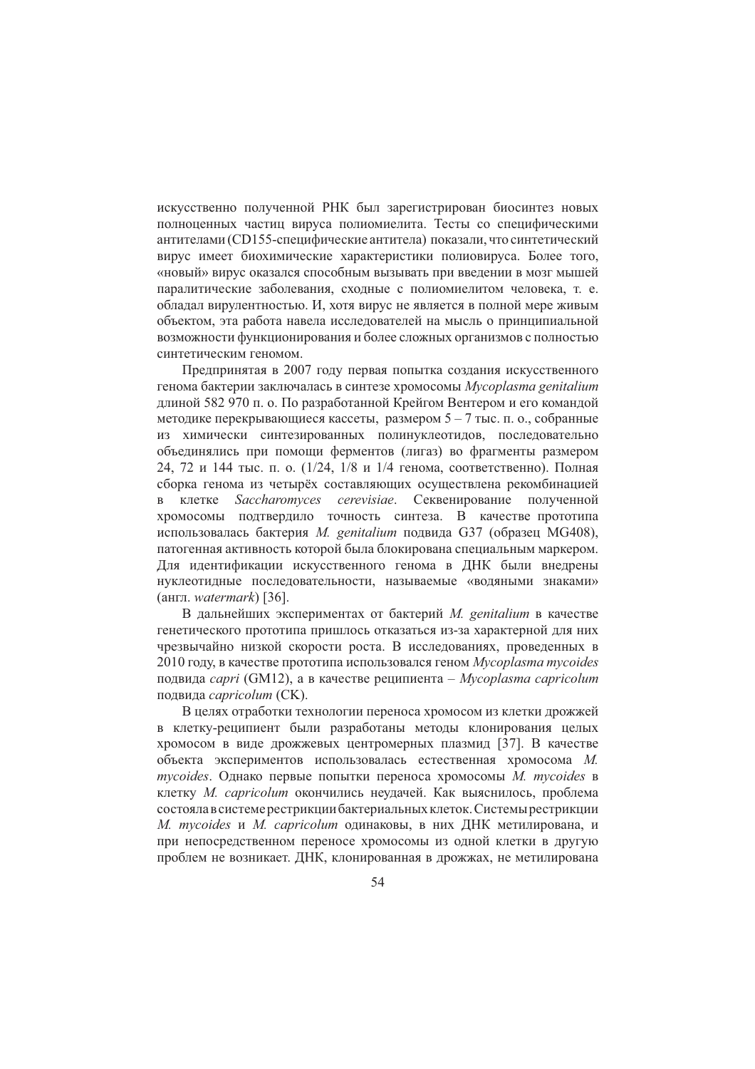искусственно полученной РНК был зарегистрирован биосинтез новых полноценных частиц вируса полиомиелита. Тесты со специфическими антителами (CD155-специфические антитела) показали, что синтетический вирус имеет биохимические характеристики полиовируса. Более того, «новый» вирус оказался способным вызывать при введении в мозг мышей паралитические заболевания, сходные с полиомиелитом человека, т. е. обладал вирулентностью. И, хотя вирус не является в полной мере живым объектом, эта работа навела исследователей на мысль о принципиальной возможности функционирования и более сложных организмов с полностью синтетическим геномом.

Предпринятая в 2007 году первая попытка создания искусственного генома бактерии заключалась в синтезе хромосомы *Mycoplasma genitalium* длиной 582 970 п. о. По разработанной Крейгом Вентером и его командой методике перекрывающиеся кассеты, размером 5 – 7 тыс. п. о., собранные из химически синтезированных полинуклеотидов, последовательно объединялись при помощи ферментов (лигаз) во фрагменты размером 24, 72 и 144 тыс. п. о. (1/24, 1/8 и 1/4 генома, соответственно). Полная сборка генома из четырёх составляющих осуществлена рекомбинацией в клетке *Saccharomyces cerevisiae*. Секвенирование полученной хромосомы подтвердило точность синтеза. В качестве прототипа использовалась бактерия *M. genitalium* подвида G37 (образец MG408), патогенная активность которой была блокирована специальным маркером. Для идентификации искусственного генома в ДНК были внедрены нуклеотидные последовательности, называемые «водяными знаками» (англ. *watermark*) [36].

В дальнейших экспериментах от бактерий *M. genitalium* в качестве генетического прототипа пришлось отказаться из-за характерной для них чрезвычайно низкой скорости роста. В исследованиях, проведенных в 2010 году, в качестве прототипа использовался геном *Mycoplasma mycoides* подвида *capri* (GM12), а в качестве реципиента – *Mycoplasma capricolum* подвида *capricolum* (CK).

В целях отработки технологии переноса хромосом из клетки дрожжей в клетку-реципиент были разработаны методы клонирования целых хромосом в виде дрожжевых центромерных плазмид [37]. В качестве объекта экспериментов использовалась естественная хромосома *M. mycoides*. Однако первые попытки переноса хромосомы *M. mycoides* в клетку *M. capricolum* окончились неудачей. Как выяснилось, проблема состояла в системе рестрикции бактериальных клеток. Системы рестрикции *M. mycoides* и *M. capricolum* одинаковы, в них ДНК метилирована, и при непосредственном переносе хромосомы из одной клетки в другую проблем не возникает. ДНК, клонированная в дрожжах, не метилирована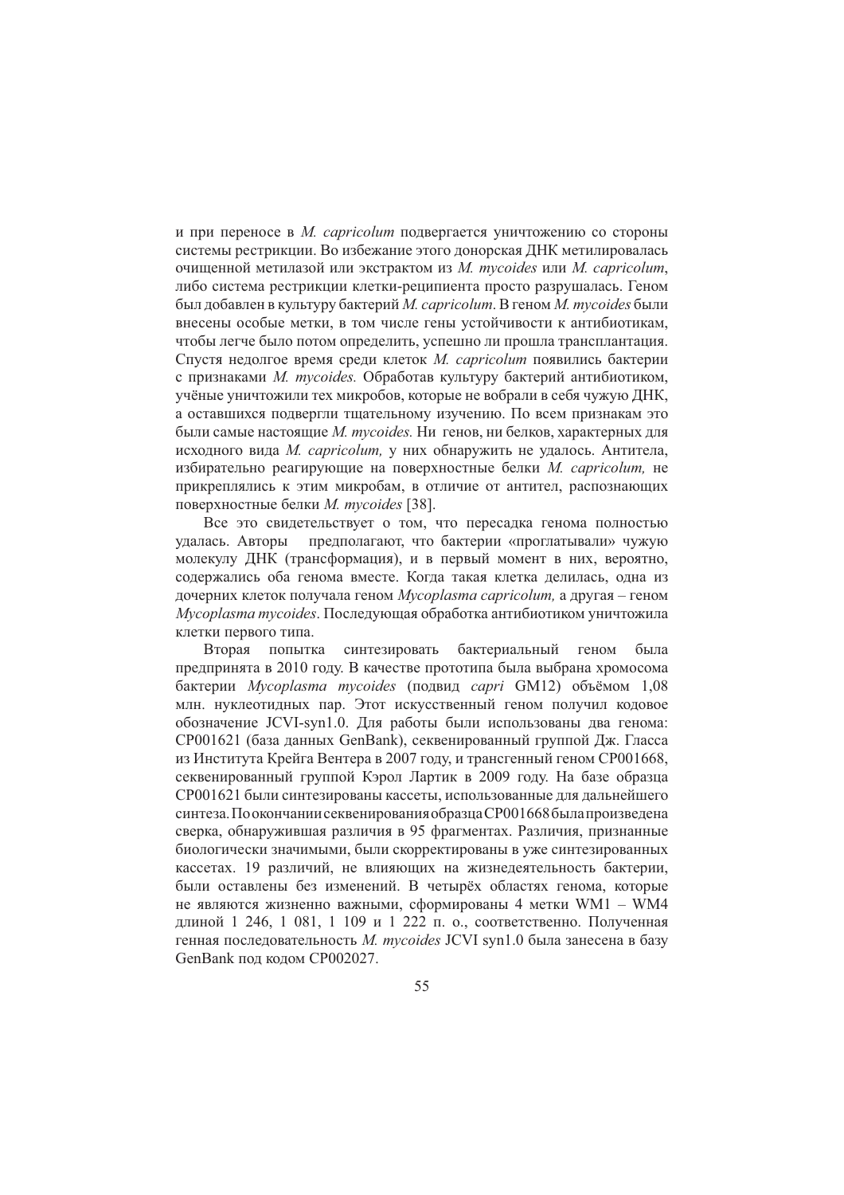и при переносе в *M. capricolum* подвергается уничтожению со стороны системы рестрикции. Во избежание этого донорская ДНК метилировалась очищенной метилазой или экстрактом из *M. mycoides* или *M. capricolum*, либо система рестрикции клетки-реципиента просто разрушалась. Геном был добавлен в культуру бактерий *M. capricolum*. В геном *M. mycoides* были внесены особые метки, в том числе гены устойчивости к антибиотикам, чтобы легче было потом определить, успешно ли прошла трансплантация. Спустя недолгое время среди клеток *M. capricolum* появились бактерии с признаками *M. mycoides.* Обработав культуру бактерий антибиотиком, учёные уничтожили тех микробов, которые не вобрали в себя чужую ДНК, а оставшихся подвергли тщательному изучению. По всем признакам это были самые настоящие *M. mycoides.* Ни генов, ни белков, характерных для исходного вида *M. capricolum,* у них обнаружить не удалось. Антитела, избирательно реагирующие на поверхностные белки *M. capricolum,* не прикреплялись к этим микробам, в отличие от антител, распознающих поверхностные белки *M. mycoides* [38].

Все это свидетельствует о том, что пересадка генома полностью удалась. Авторы предполагают, что бактерии «проглатывали» чужую молекулу ДНК (трансформация), и в первый момент в них, вероятно, содержались оба генома вместе. Когда такая клетка делилась, одна из дочерних клеток получала геном *Mycoplasma capricolum,* а другая – геном *Mycoplasma mycoides*. Последующая обработка антибиотиком уничтожила клетки первого типа.

Вторая попытка синтезировать бактериальный геном была предпринята в 2010 году. В качестве прототипа была выбрана хромосома бактерии *Mycoplasma mycoides* (подвид *capri* GM12) объёмом 1,08 млн. нуклеотидных пар. Этот искусственный геном получил кодовое обозначение JCVI-syn1.0. Для работы были использованы два генома: CP001621 (база данных GenBank), секвенированный группой Дж. Гласса из Института Крейга Вентера в 2007 году, и трансгенный геном CP001668, секвенированный группой Кэрол Лартик в 2009 году. На базе образца CP001621 были синтезированы кассеты, использованные для дальнейшего синтеза. По окончании секвенирования образца CP001668 была произведена сверка, обнаружившая различия в 95 фрагментах. Различия, признанные биологически значимыми, были скорректированы в уже синтезированных кассетах. 19 различий, не влияющих на жизнедеятельность бактерии, были оставлены без изменений. В четырёх областях генома, которые не являются жизненно важными, сформированы 4 метки WM1 – WM4 длиной 1 246, 1 081, 1 109 и 1 222 п. о., соответственно. Полученная генная последовательность *M. mycoides* JCVI syn1.0 была занесена в базу GenBank под кодом CP002027.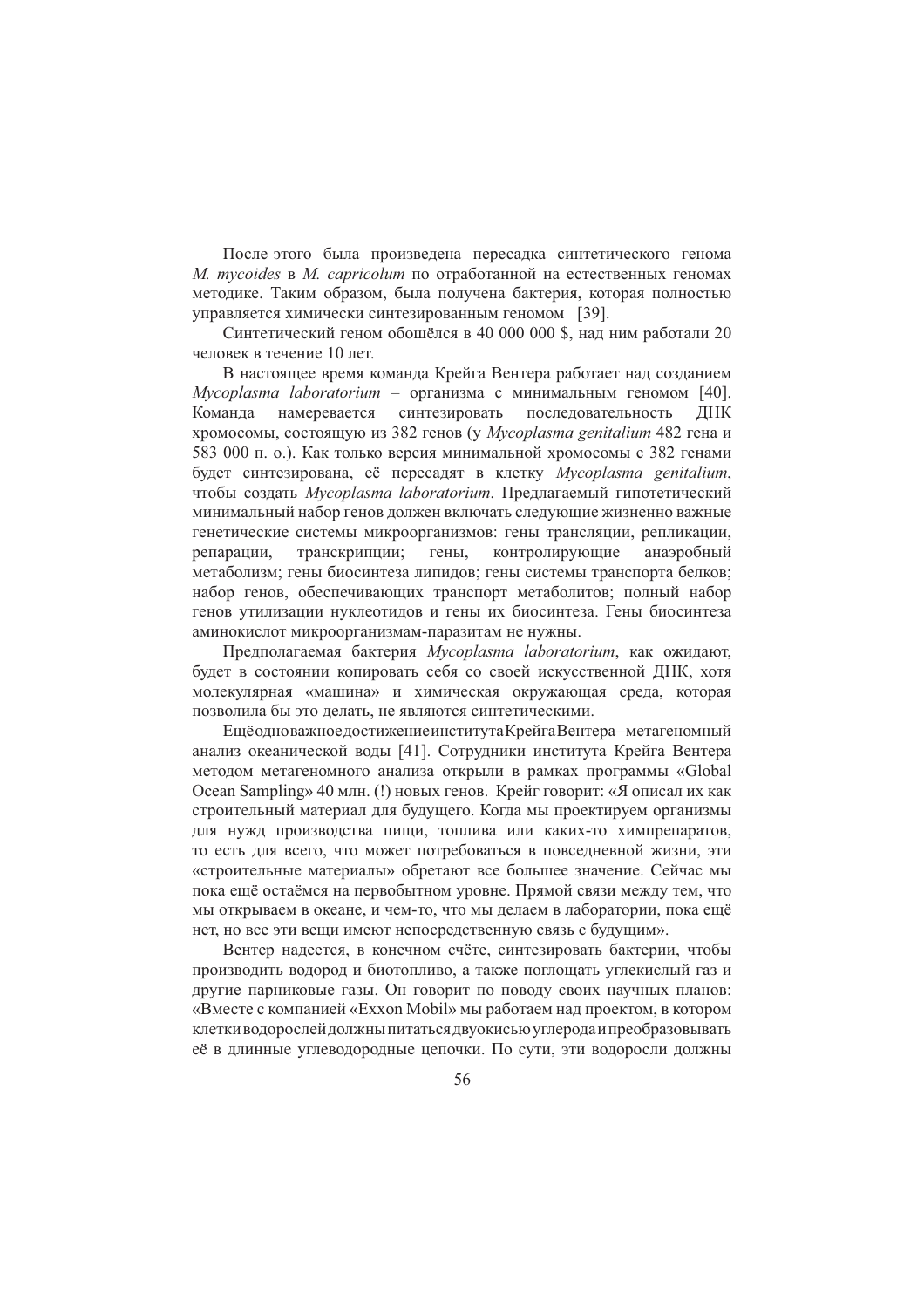После этого была произведена пересадка синтетического генома *M. mycoides* в *M. capricolum* по отработанной на естественных геномах методике. Таким образом, была получена бактерия, которая полностью управляется химически синтезированным геномом [39].

Синтетический геном обошёлся в 40 000 000 $, над ним работали 20 человек в течение 10 лет.

В настоящее время команда Крейга Вентера работает над созданием *Mycoplasma laboratorium* – организма с минимальным геномом [40]. Команда намеревается синтезировать последовательность ДНК хромосомы, состоящую из 382 генов (у *Mycoplasma genitalium* 482 гена и 583 000 п. о.). Как только версия минимальной хромосомы с 382 генами будет синтезирована, её пересадят в клетку *Mycoplasma genitalium*, чтобы создать *Mycoplasma laboratorium*. Предлагаемый гипотетический минимальный набор генов должен включать следующие жизненно важные генетические системы микроорганизмов: гены трансляции, репликации, репарации, транскрипции; гены, контролирующие анаэробный метаболизм; гены биосинтеза липидов; гены системы транспорта белков; набор генов, обеспечивающих транспорт метаболитов; полный набор генов утилизации нуклеотидов и гены их биосинтеза. Гены биосинтеза аминокислот микроорганизмам-паразитам не нужны.

Предполагаемая бактерия *Mycoplasma laboratorium*, как ожидают, будет в состоянии копировать себя со своей искусственной ДНК, хотя молекулярная «машина» и химическая окружающая среда, которая позволила бы это делать, не являются синтетическими.

Ещё одно важное достижение института Крейга Вентера – метагеномный анализ океанической воды [41]. Сотрудники института Крейга Вентера методом метагеномного анализа открыли в рамках программы «Global Ocean Sampling» 40 млн. (!) новых генов. Крейг говорит: «Я описал их как строительный материал для будущего. Когда мы проектируем организмы для нужд производства пищи, топлива или каких-то химпрепаратов, то есть для всего, что может потребоваться в повседневной жизни, эти «строительные материалы» обретают все большее значение. Сейчас мы пока ещё остаёмся на первобытном уровне. Прямой связи между тем, что мы открываем в океане, и чем-то, что мы делаем в лаборатории, пока ещё нет, но все эти вещи имеют непосредственную связь с будущим».

Вентер надеется, в конечном счёте, синтезировать бактерии, чтобы производить водород и биотопливо, а также поглощать углекислый газ и другие парниковые газы. Он говорит по поводу своих научных планов: «Вместе с компанией «Exxon Mobil» мы работаем над проектом, в котором клетки водорослей должны питаться двуокисью углерода и преобразовывать её в длинные углеводородные цепочки. По сути, эти водоросли должны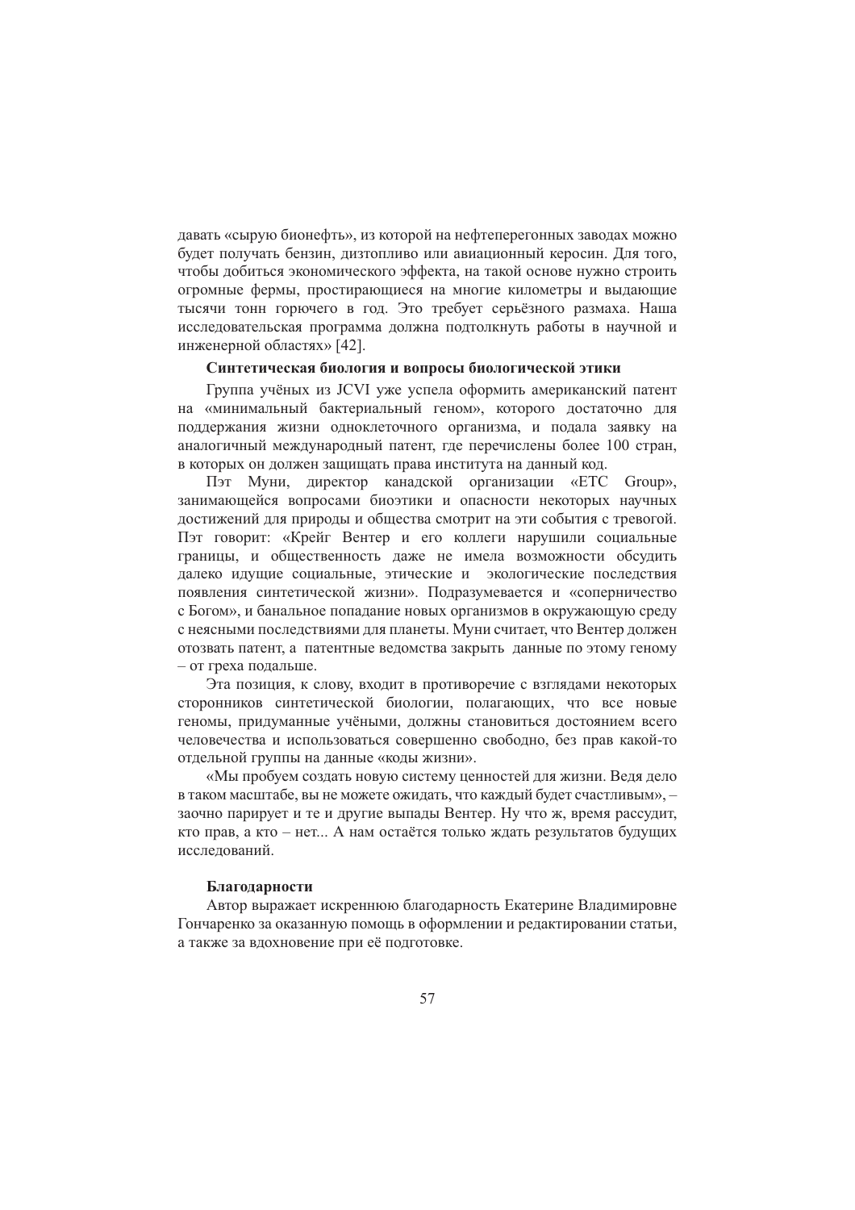давать «сырую бионефть», из которой на нефтеперегонных заводах можно будет получать бензин, дизтопливо или авиационный керосин. Для того, чтобы добиться экономического эффекта, на такой основе нужно строить огромные фермы, простирающиеся на многие километры и выдающие тысячи тонн горючего в год. Это требует серьёзного размаха. Наша исследовательская программа должна подтолкнуть работы в научной и инженерной областях» [42].

### Синтетическая биология и вопросы биологической этики

Группа учёных из JCVI уже успела оформить американский патент на «минимальный бактериальный геном», которого достаточно для поддержания жизни одноклеточного организма, и подала заявку на аналогичный международный патент, где перечислены более 100 стран, в которых он должен защищать права института на данный код.

Пэт Муни, директор канадской организации «ETC Group», занимающейся вопросами биоэтики и опасности некоторых научных достижений для природы и общества смотрит на эти события с тревогой. Пэт говорит: «Крейг Вентер и его коллеги нарушили социальные границы, и общественность даже не имела возможности обсудить далеко идущие социальные, этические и экологические последствия появления синтетической жизни». Подразумевается и «соперничество с Богом», и банальное попадание новых организмов в окружающую среду с неясными последствиями для планеты. Муни считает, что Вентер должен отозвать патент, а патентные ведомства закрыть данные по этому геному – от греха подальше.

Эта позиция, к слову, входит в противоречие с взглядами некоторых сторонников синтетической биологии, полагающих, что все новые геномы, придуманные учёными, должны становиться достоянием всего человечества и использоваться совершенно свободно, без прав какой-то отдельной группы на данные «коды жизни».

«Мы пробуем создать новую систему ценностей для жизни. Ведя дело в таком масштабе, вы не можете ожидать, что каждый будет счастливым», – заочно парирует и те и другие выпады Вентер. Ну что ж, время рассудит, кто прав, а кто – нет... А нам остаётся только ждать результатов будущих исследований.

### Благодарности

Автор выражает искреннюю благодарность Екатерине Владимировне Гончаренко за оказанную помощь в оформлении и редактировании статьи, а также за вдохновение при её подготовке.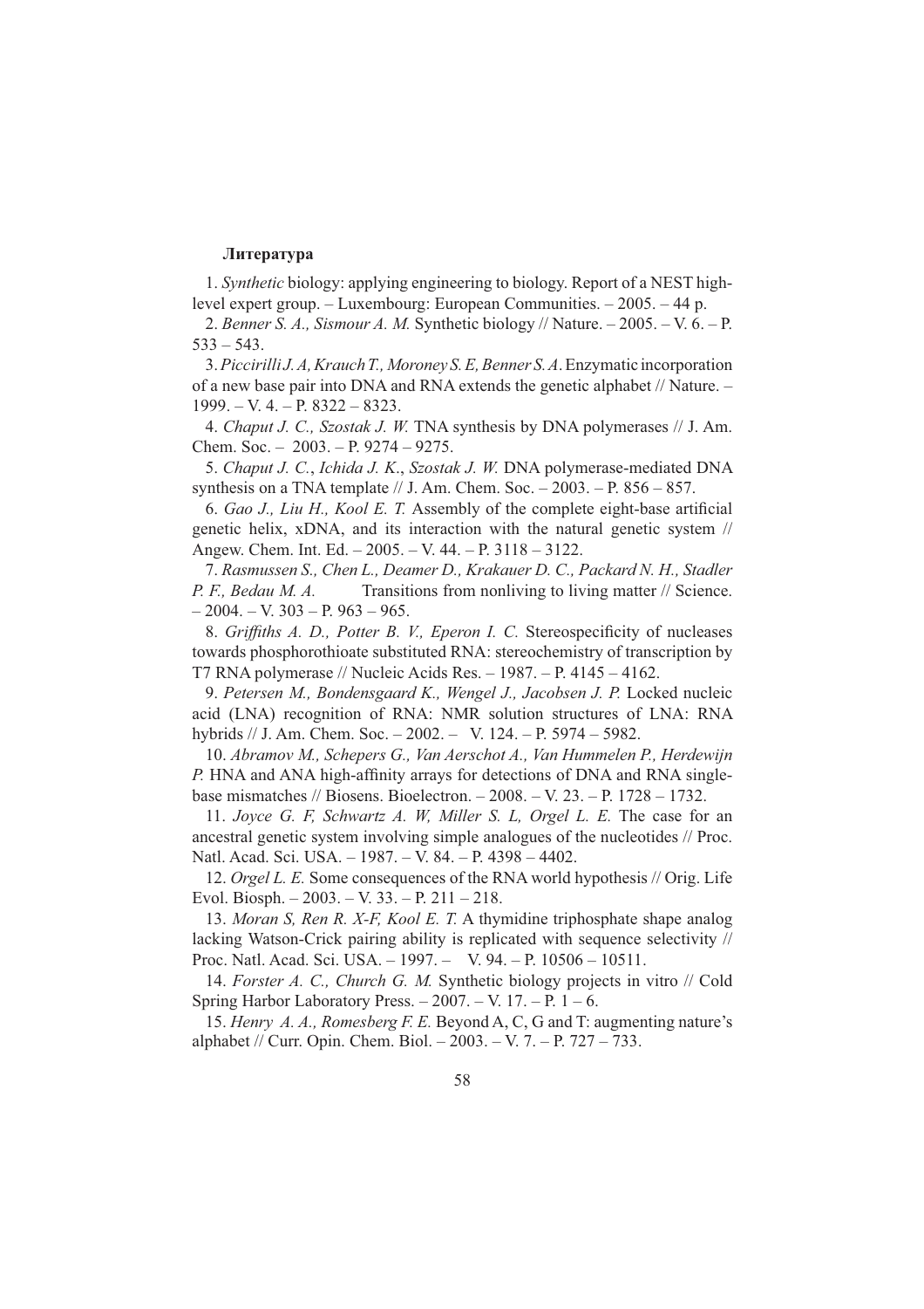**Литература**

1. *Synthetic* biology: applying engineering to biology. Report of a NEST high-level expert group. – Luxembourg: European Communities. – 2005. – 44 p.

2. *Benner S. A., Sismour A. M.* Synthetic biology // Nature. – 2005. – V. 6. – P. 533 – 543.

3. *Piccirilli J. A, Krauch T., Moroney S. E, Benner S. A.* Enzymatic incorporation of a new base pair into DNA and RNA extends the genetic alphabet // Nature. – 1999. – V. 4. – P. 8322 – 8323.

4. *Chaput J. C., Szostak J. W.* TNA synthesis by DNA polymerases // J. Am. Chem. Soc. – 2003. – P. 9274 – 9275.

5. *Chaput J. C.*, *Ichida J. K*., *Szostak J. W.* DNA polymerase-mediated DNA synthesis on a TNA template // J. Am. Chem. Soc. – 2003. – P. 856 – 857.

6. *Gao J., Liu H., Kool E. T.* Assembly of the complete eight-base artificial genetic helix, xDNA, and its interaction with the natural genetic system // Angew. Chem. Int. Ed. – 2005. – V. 44. – P. 3118 – 3122.

7. *Rasmussen S., Chen L., Deamer D., Krakauer D. C., Packard N. H., Stadler P. F., Bedau M. A.* Transitions from nonliving to living matter // Science. – 2004. – V. 303 – P. 963 – 965.

8. *Griffiths A. D., Potter B. V., Eperon I. C.* Stereospecificity of nucleases towards phosphorothioate substituted RNA: stereochemistry of transcription by T7 RNA polymerase // Nucleic Acids Res. – 1987. – P. 4145 – 4162.

9. *Petersen M., Bondensgaard K., Wengel J., Jacobsen J. P.* Locked nucleic acid (LNA) recognition of RNA: NMR solution structures of LNA: RNA hybrids // J. Am. Chem. Soc. – 2002. – V. 124. – P. 5974 – 5982.

10. *Abramov M., Schepers G., Van Aerschot A., Van Hummelen P., Herdewijn P.* HNA and ANA high-affinity arrays for detections of DNA and RNA single-base mismatches // Biosens. Bioelectron. – 2008. – V. 23. – P. 1728 – 1732.

11. *Joyce G. F, Schwartz A. W, Miller S. L, Orgel L. E.* The case for an ancestral genetic system involving simple analogues of the nucleotides // Proc. Natl. Acad. Sci. USA. – 1987. – V. 84. – P. 4398 – 4402.

12. *Orgel L. E.* Some consequences of the RNA world hypothesis // Orig. Life Evol. Biosph. – 2003. – V. 33. – P. 211 – 218.

13. *Moran S, Ren R. X-F, Kool E. T.* A thymidine triphosphate shape analog lacking Watson-Crick pairing ability is replicated with sequence selectivity // Proc. Natl. Acad. Sci. USA. – 1997. – V. 94. – P. 10506 – 10511.

14. *Forster A. C., Church G. M.* Synthetic biology projects in vitro // Cold Spring Harbor Laboratory Press. – 2007. – V. 17. – P. 1 – 6.

15. *Henry A. A., Romesberg F. E.* Beyond A, C, G and T: augmenting nature's alphabet // Curr. Opin. Chem. Biol. – 2003. – V. 7. – P. 727 – 733.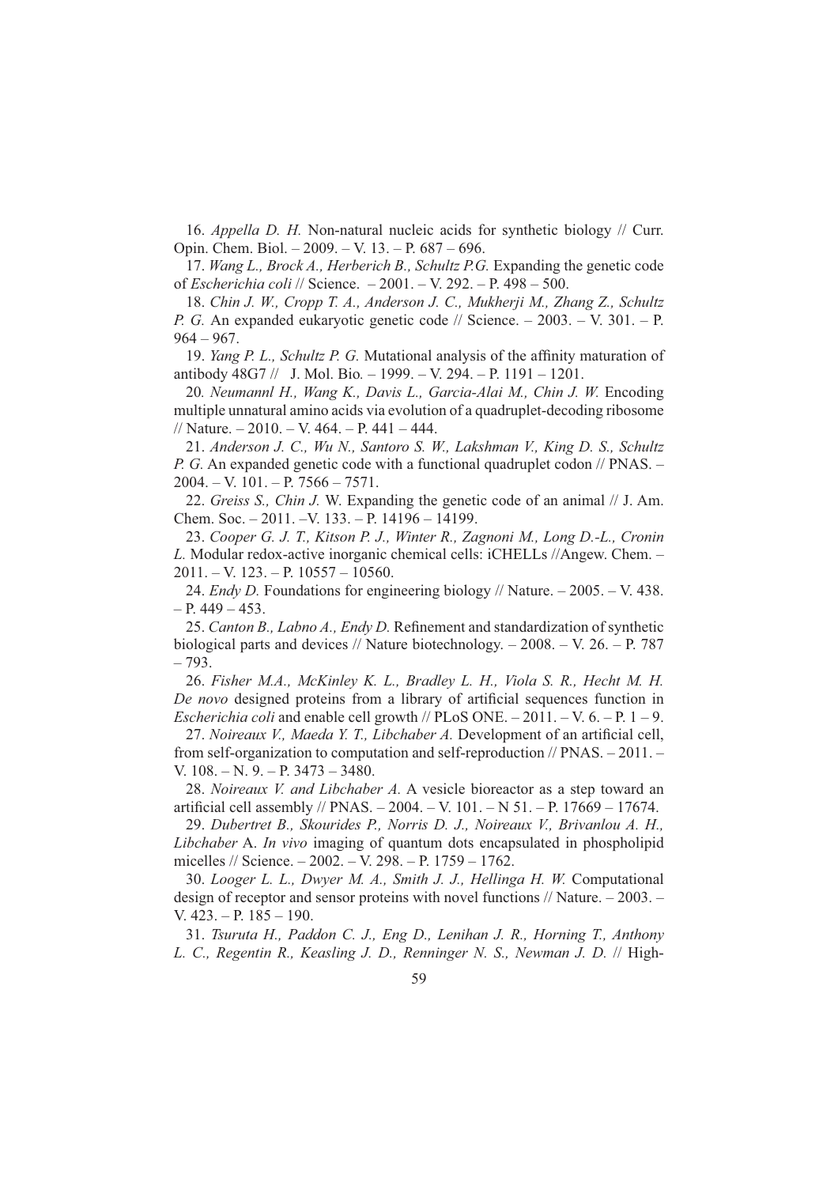16. *Appella D. H.* Non-natural nucleic acids for synthetic biology // Curr. Opin. Chem. Biol. – 2009. – V. 13. – P. 687 – 696.

17. *Wang L., Brock A., Herberich B., Schultz P.G.* Expanding the genetic code of *Escherichia coli* // Science. – 2001. – V. 292. – P. 498 – 500.

18. *Chin J. W., Cropp T. A., Anderson J. C., Mukherji M., Zhang Z., Schultz P. G.* An expanded eukaryotic genetic code // Science. – 2003. – V. 301. – P. 964 – 967.

19. *Yang P. L., Schultz P. G.* Mutational analysis of the affinity maturation of antibody 48G7 // J. Mol. Bio. – 1999. – V. 294. – P. 1191 – 1201.

20. *Neumannl H., Wang K., Davis L., Garcia-Alai M., Chin J. W.* Encoding multiple unnatural amino acids via evolution of a quadruplet-decoding ribosome // Nature. – 2010. – V. 464. – P. 441 – 444.

21. *Anderson J. C., Wu N., Santoro S. W., Lakshman V., King D. S., Schultz P. G.* An expanded genetic code with a functional quadruplet codon // PNAS. – 2004. – V. 101. – P. 7566 – 7571.

22. *Greiss S., Chin J.* W. Expanding the genetic code of an animal // J. Am. Chem. Soc. – 2011. –V. 133. – P. 14196 – 14199.

23. *Cooper G. J. T., Kitson P. J., Winter R., Zagnoni M., Long D.-L., Cronin L.* Modular redox-active inorganic chemical cells: iCHELLs //Angew. Chem. – 2011. – V. 123. – P. 10557 – 10560.

24. *Endy D.* Foundations for engineering biology // Nature. – 2005. – V. 438. – P. 449 – 453.

25. *Canton B., Labno A., Endy D.* Refinement and standardization of synthetic biological parts and devices // Nature biotechnology. – 2008. – V. 26. – P. 787 – 793.

26. *Fisher M.A., McKinley K. L., Bradley L. H., Viola S. R., Hecht M. H. De novo* designed proteins from a library of artificial sequences function in *Escherichia coli* and enable cell growth // PLoS ONE. – 2011. – V. 6. – P. 1 – 9.

27. *Noireaux V., Maeda Y. T., Libchaber A.* Development of an artificial cell, from self-organization to computation and self-reproduction // PNAS. – 2011. – V. 108. – N. 9. – P. 3473 – 3480.

28. *Noireaux V. and Libchaber A.* A vesicle bioreactor as a step toward an artificial cell assembly // PNAS. – 2004. – V. 101. – N 51. – P. 17669 – 17674.

29. *Dubertret B., Skourides P., Norris D. J., Noireaux V., Brivanlou A. H., Libchaber* A. *In vivo* imaging of quantum dots encapsulated in phospholipid micelles // Science. – 2002. – V. 298. – P. 1759 – 1762.

30. *Looger L. L., Dwyer M. A., Smith J. J., Hellinga H. W.* Computational design of receptor and sensor proteins with novel functions // Nature. – 2003. – V. 423. – P. 185 – 190.

31. *Tsuruta H., Paddon C. J., Eng D., Lenihan J. R., Horning T., Anthony L. C., Regentin R., Keasling J. D., Renninger N. S., Newman J. D.* // High-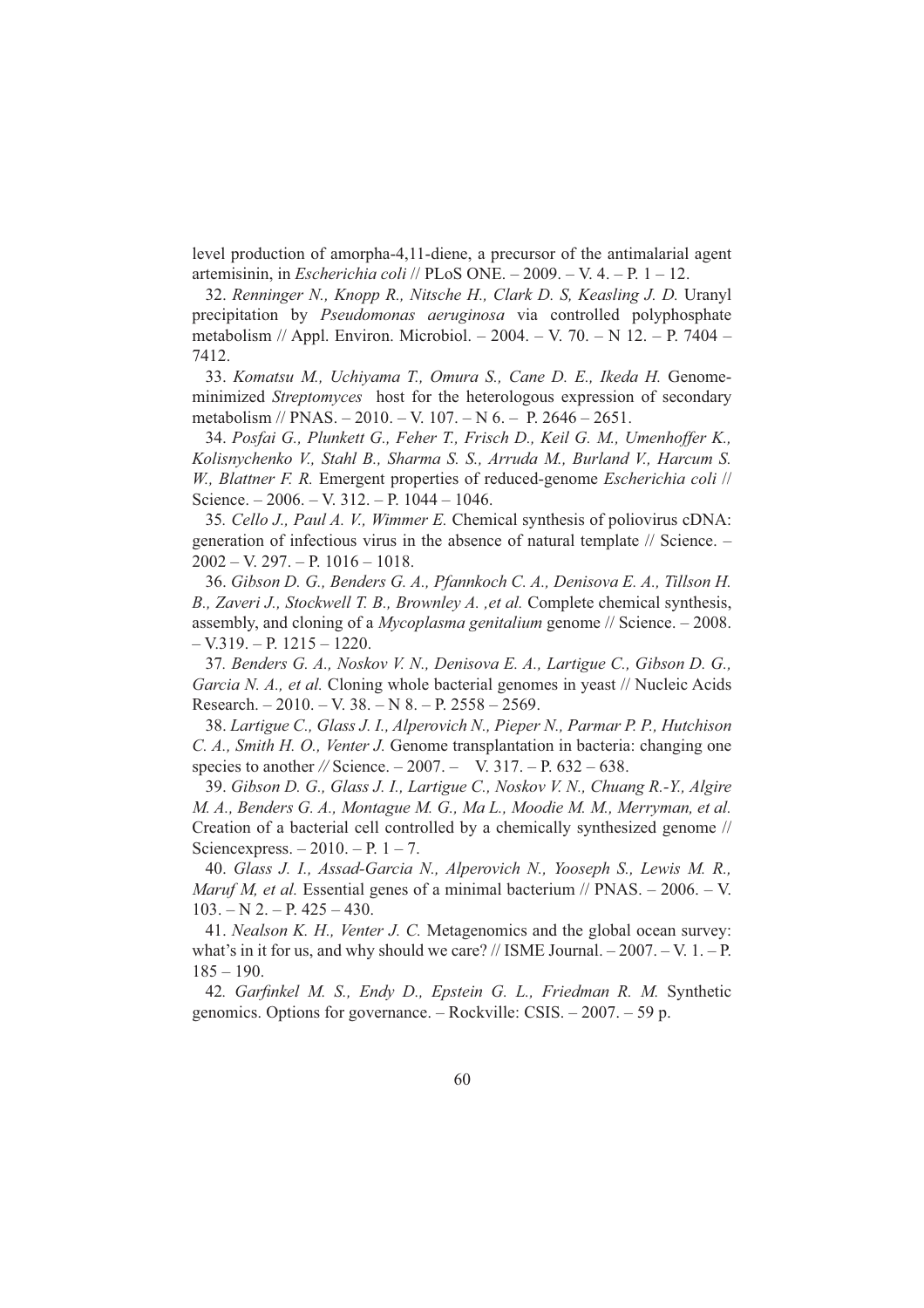level production of amorpha-4,11-diene, a precursor of the antimalarial agent artemisinin, in *Escherichia coli* // PLoS ONE. – 2009. – V. 4. – P. 1 – 12.

32. *Renninger N., Knopp R., Nitsche H., Clark D. S, Keasling J. D.* Uranyl precipitation by *Pseudomonas aeruginosa* via controlled polyphosphate metabolism // Appl. Environ. Microbiol. – 2004. – V. 70. – N 12. – P. 7404 – 7412.

33. *Komatsu M., Uchiyama T., Omura S., Cane D. E., Ikeda H.* Genome-minimized *Streptomyces* host for the heterologous expression of secondary metabolism // PNAS. – 2010. – V. 107. – N 6. – P. 2646 – 2651.

34. *Posfai G., Plunkett G., Feher T., Frisch D., Keil G. M., Umenhoffer K., Kolisnychenko V., Stahl B., Sharma S. S., Arruda M., Burland V., Harcum S. W., Blattner F. R.* Emergent properties of reduced-genome *Escherichia coli* // Science. – 2006. – V. 312. – P. 1044 – 1046.

35. *Cello J., Paul A. V., Wimmer E.* Chemical synthesis of poliovirus cDNA: generation of infectious virus in the absence of natural template // Science. – 2002 – V. 297. – P. 1016 – 1018.

36. *Gibson D. G., Benders G. A., Pfannkoch C. A., Denisova E. A., Tillson H. B., Zaveri J., Stockwell T. B., Brownley A. ,et al.* Complete chemical synthesis, assembly, and cloning of a *Mycoplasma genitalium* genome // Science. – 2008. – V.319. – P. 1215 – 1220.

37. *Benders G. A., Noskov V. N., Denisova E. A., Lartigue C., Gibson D. G., Garcia N. A., et al.* Cloning whole bacterial genomes in yeast // Nucleic Acids Research. – 2010. – V. 38. – N 8. – P. 2558 – 2569.

38. *Lartigue C., Glass J. I., Alperovich N., Pieper N., Parmar P. P., Hutchison C. A., Smith H. O., Venter J.* Genome transplantation in bacteria: changing one species to another // Science. – 2007. – V. 317. – P. 632 – 638.

39. *Gibson D. G., Glass J. I., Lartigue C., Noskov V. N., Chuang R.-Y., Algire M. A., Benders G. A., Montague M. G., Ma L., Moodie M. M., Merryman, et al.* Creation of a bacterial cell controlled by a chemically synthesized genome // Sciencexpress. – 2010. – P. 1 – 7.

40. *Glass J. I., Assad-Garcia N., Alperovich N., Yooseph S., Lewis M. R., Maruf M, et al.* Essential genes of a minimal bacterium // PNAS. – 2006. – V. 103. – N 2. – P. 425 – 430.

41. *Nealson K. H., Venter J. C.* Metagenomics and the global ocean survey: what's in it for us, and why should we care? // ISME Journal. – 2007. – V. 1. – P. 185 – 190.

42. *Garfinkel M. S., Endy D., Epstein G. L., Friedman R. M.* Synthetic genomics. Options for governance. – Rockville: CSIS. – 2007. – 59 p.